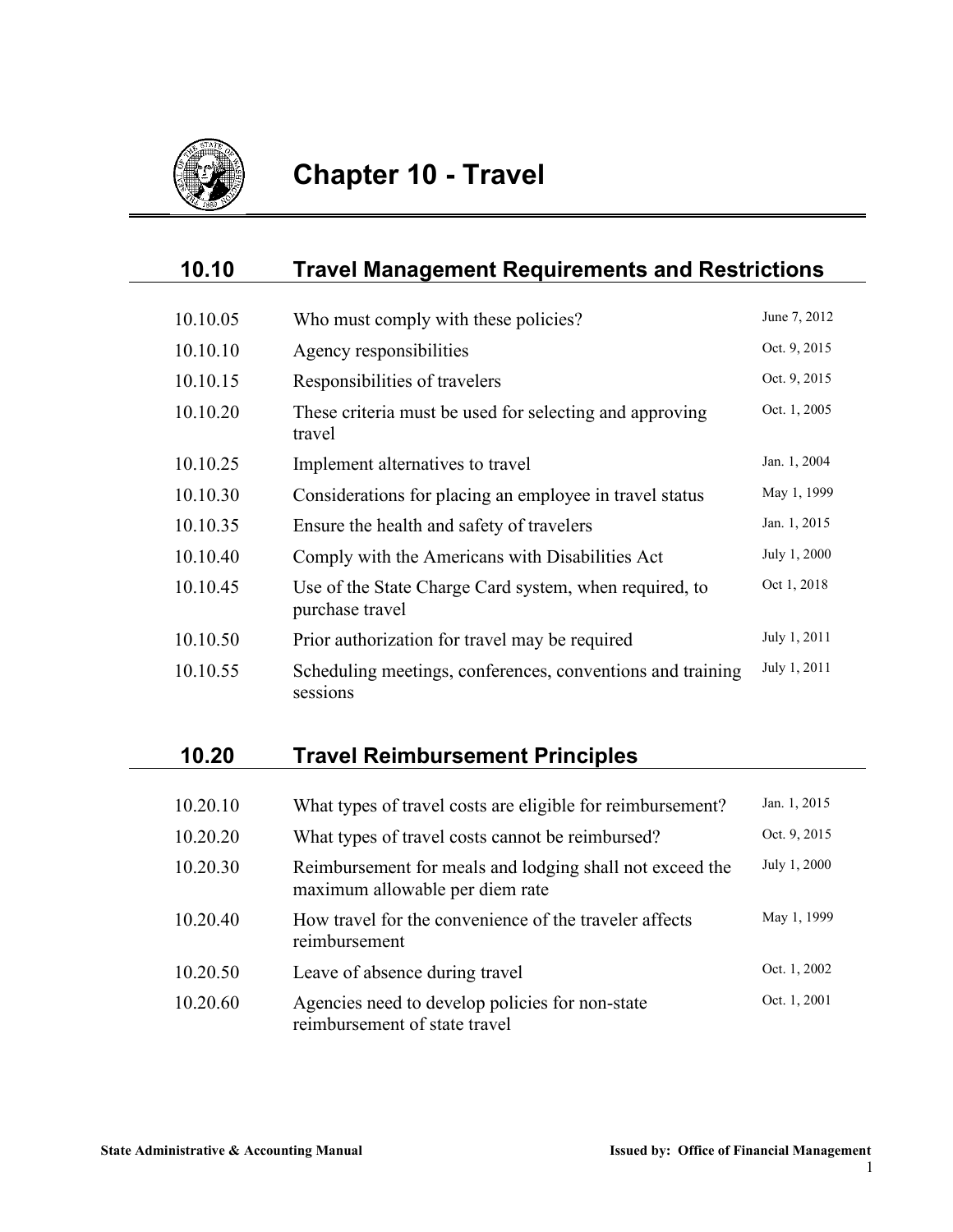# Chapter 10 - Travel

## 10.10 Travel Management Requirements and Restrictions

| | | |
|---|---|---|
| 10.10.05 | Who must comply with these policies? | June 7, 2012 |
| 10.10.10 | Agency responsibilities | Oct. 9, 2015 |
| 10.10.15 | Responsibilities of travelers | Oct. 9, 2015 |
| 10.10.20 | These criteria must be used for selecting and approving travel | Oct. 1, 2005 |
| 10.10.25 | Implement alternatives to travel | Jan. 1, 2004 |
| 10.10.30 | Considerations for placing an employee in travel status | May 1, 1999 |
| 10.10.35 | Ensure the health and safety of travelers | Jan. 1, 2015 |
| 10.10.40 | Comply with the Americans with Disabilities Act | July 1, 2000 |
| 10.10.45 | Use of the State Charge Card system, when required, to purchase travel | Oct 1, 2018 |
| 10.10.50 | Prior authorization for travel may be required | July 1, 2011 |
| 10.10.55 | Scheduling meetings, conferences, conventions and training sessions | July 1, 2011 |

## 10.20 Travel Reimbursement Principles

| | | |
|---|---|---|
| 10.20.10 | What types of travel costs are eligible for reimbursement? | Jan. 1, 2015 |
| 10.20.20 | What types of travel costs cannot be reimbursed? | Oct. 9, 2015 |
| 10.20.30 | Reimbursement for meals and lodging shall not exceed the maximum allowable per diem rate | July 1, 2000 |
| 10.20.40 | How travel for the convenience of the traveler affects reimbursement | May 1, 1999 |
| 10.20.50 | Leave of absence during travel | Oct. 1, 2002 |
| 10.20.60 | Agencies need to develop policies for non-state reimbursement of state travel | Oct. 1, 2001 |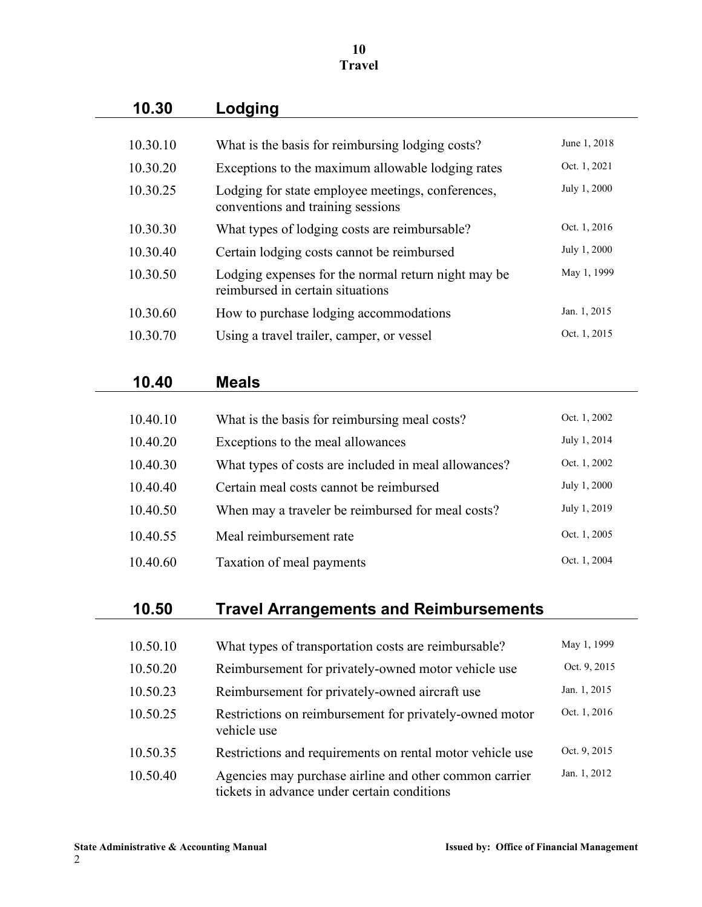# 10
# Travel

## 10.30 Lodging

| | | |
|---|---|---|
| 10.30.10 | What is the basis for reimbursing lodging costs? | June 1, 2018 |
| 10.30.20 | Exceptions to the maximum allowable lodging rates | Oct. 1, 2021 |
| 10.30.25 | Lodging for state employee meetings, conferences, conventions and training sessions | July 1, 2000 |
| 10.30.30 | What types of lodging costs are reimbursable? | Oct. 1, 2016 |
| 10.30.40 | Certain lodging costs cannot be reimbursed | July 1, 2000 |
| 10.30.50 | Lodging expenses for the normal return night may be reimbursed in certain situations | May 1, 1999 |
| 10.30.60 | How to purchase lodging accommodations | Jan. 1, 2015 |
| 10.30.70 | Using a travel trailer, camper, or vessel | Oct. 1, 2015 |

## 10.40 Meals

| | | |
|---|---|---|
| 10.40.10 | What is the basis for reimbursing meal costs? | Oct. 1, 2002 |
| 10.40.20 | Exceptions to the meal allowances | July 1, 2014 |
| 10.40.30 | What types of costs are included in meal allowances? | Oct. 1, 2002 |
| 10.40.40 | Certain meal costs cannot be reimbursed | July 1, 2000 |
| 10.40.50 | When may a traveler be reimbursed for meal costs? | July 1, 2019 |
| 10.40.55 | Meal reimbursement rate | Oct. 1, 2005 |
| 10.40.60 | Taxation of meal payments | Oct. 1, 2004 |

## 10.50 Travel Arrangements and Reimbursements

| | | |
|---|---|---|
| 10.50.10 | What types of transportation costs are reimbursable? | May 1, 1999 |
| 10.50.20 | Reimbursement for privately-owned motor vehicle use | Oct. 9, 2015 |
| 10.50.23 | Reimbursement for privately-owned aircraft use | Jan. 1, 2015 |
| 10.50.25 | Restrictions on reimbursement for privately-owned motor vehicle use | Oct. 1, 2016 |
| 10.50.35 | Restrictions and requirements on rental motor vehicle use | Oct. 9, 2015 |
| 10.50.40 | Agencies may purchase airline and other common carrier tickets in advance under certain conditions | Jan. 1, 2012 |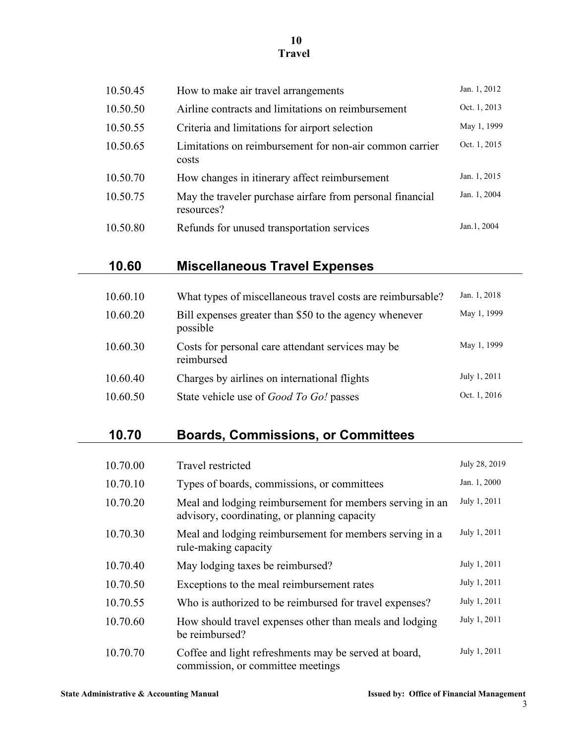| | | |
|---|---|---|
| 10.50.45 | How to make air travel arrangements | Jan. 1, 2012 |
| 10.50.50 | Airline contracts and limitations on reimbursement | Oct. 1, 2013 |
| 10.50.55 | Criteria and limitations for airport selection | May 1, 1999 |
| 10.50.65 | Limitations on reimbursement for non-air common carrier costs | Oct. 1, 2015 |
| 10.50.70 | How changes in itinerary affect reimbursement | Jan. 1, 2015 |
| 10.50.75 | May the traveler purchase airfare from personal financial resources? | Jan. 1, 2004 |
| 10.50.80 | Refunds for unused transportation services | Jan.1, 2004 |

## 10.60 Miscellaneous Travel Expenses

| | | |
|---|---|---|
| 10.60.10 | What types of miscellaneous travel costs are reimbursable? | Jan. 1, 2018 |
| 10.60.20 | Bill expenses greater than $50 to the agency whenever possible | May 1, 1999 |
| 10.60.30 | Costs for personal care attendant services may be reimbursed | May 1, 1999 |
| 10.60.40 | Charges by airlines on international flights | July 1, 2011 |
| 10.60.50 | State vehicle use of *Good To Go!* passes | Oct. 1, 2016 |

## 10.70 Boards, Commissions, or Committees

| | | |
|---|---|---|
| 10.70.00 | Travel restricted | July 28, 2019 |
| 10.70.10 | Types of boards, commissions, or committees | Jan. 1, 2000 |
| 10.70.20 | Meal and lodging reimbursement for members serving in an advisory, coordinating, or planning capacity | July 1, 2011 |
| 10.70.30 | Meal and lodging reimbursement for members serving in a rule-making capacity | July 1, 2011 |
| 10.70.40 | May lodging taxes be reimbursed? | July 1, 2011 |
| 10.70.50 | Exceptions to the meal reimbursement rates | July 1, 2011 |
| 10.70.55 | Who is authorized to be reimbursed for travel expenses? | July 1, 2011 |
| 10.70.60 | How should travel expenses other than meals and lodging be reimbursed? | July 1, 2011 |
| 10.70.70 | Coffee and light refreshments may be served at board, commission, or committee meetings | July 1, 2011 |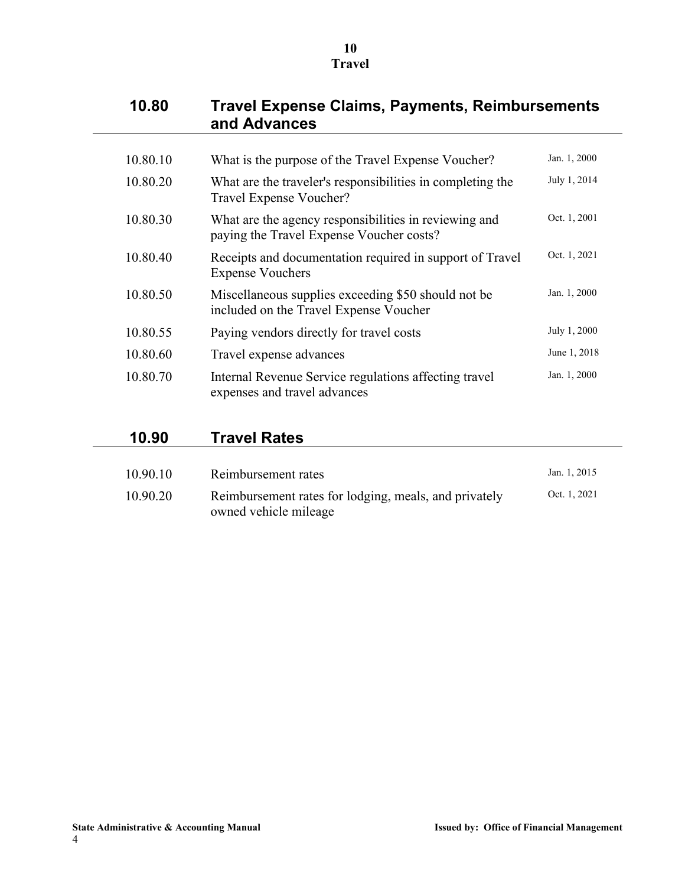## 10.80 Travel Expense Claims, Payments, Reimbursements and Advances

| | | |
|---|---|---|
| 10.80.10 | What is the purpose of the Travel Expense Voucher? | Jan. 1, 2000 |
| 10.80.20 | What are the traveler's responsibilities in completing the Travel Expense Voucher? | July 1, 2014 |
| 10.80.30 | What are the agency responsibilities in reviewing and paying the Travel Expense Voucher costs? | Oct. 1, 2001 |
| 10.80.40 | Receipts and documentation required in support of Travel Expense Vouchers | Oct. 1, 2021 |
| 10.80.50 | Miscellaneous supplies exceeding $50 should not be included on the Travel Expense Voucher | Jan. 1, 2000 |
| 10.80.55 | Paying vendors directly for travel costs | July 1, 2000 |
| 10.80.60 | Travel expense advances | June 1, 2018 |
| 10.80.70 | Internal Revenue Service regulations affecting travel expenses and travel advances | Jan. 1, 2000 |

## 10.90 Travel Rates

| | | |
|---|---|---|
| 10.90.10 | Reimbursement rates | Jan. 1, 2015 |
| 10.90.20 | Reimbursement rates for lodging, meals, and privately owned vehicle mileage | Oct. 1, 2021 |